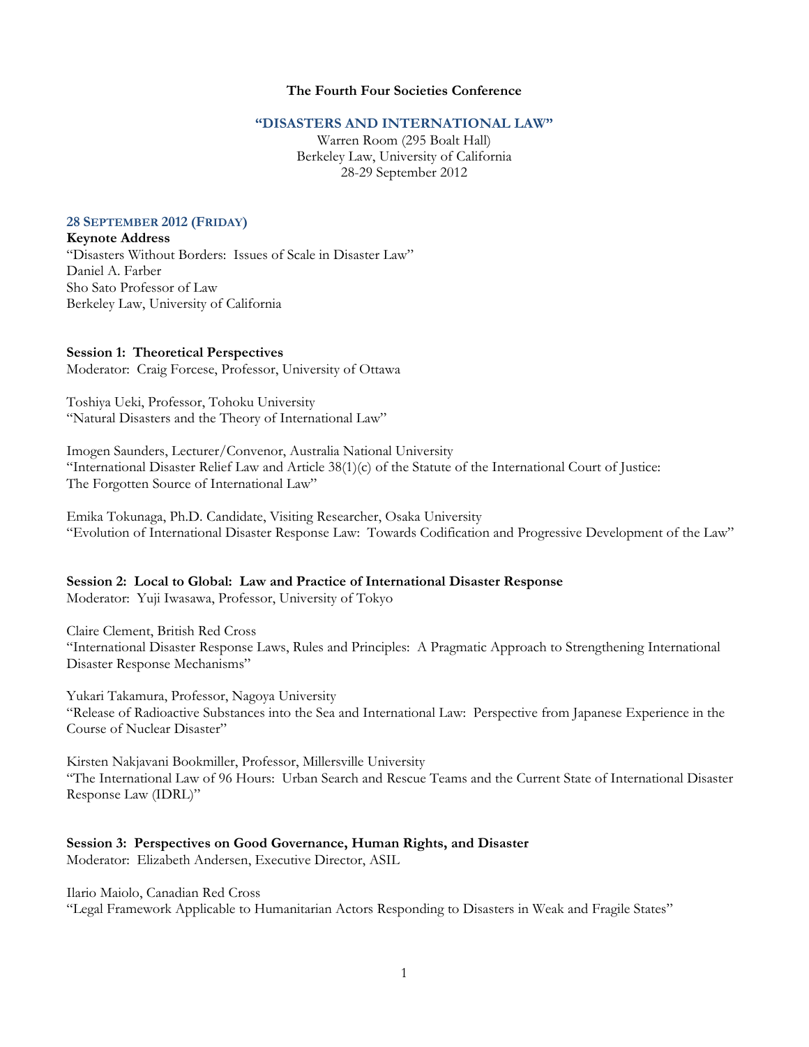**The Fourth Four Societies Conference**

## "DISASTERS AND INTERNATIONAL LAW"

Warren Room (295 Boalt Hall)
Berkeley Law, University of California
28-29 September 2012

### 28 September 2012 (Friday)

**Keynote Address**
"Disasters Without Borders: Issues of Scale in Disaster Law"
Daniel A. Farber
Sho Sato Professor of Law
Berkeley Law, University of California

**Session 1: Theoretical Perspectives**
Moderator: Craig Forcese, Professor, University of Ottawa

Toshiya Ueki, Professor, Tohoku University
"Natural Disasters and the Theory of International Law"

Imogen Saunders, Lecturer/Convenor, Australia National University
"International Disaster Relief Law and Article 38(1)(c) of the Statute of the International Court of Justice: The Forgotten Source of International Law"

Emika Tokunaga, Ph.D. Candidate, Visiting Researcher, Osaka University
"Evolution of International Disaster Response Law: Towards Codification and Progressive Development of the Law"

**Session 2: Local to Global: Law and Practice of International Disaster Response**
Moderator: Yuji Iwasawa, Professor, University of Tokyo

Claire Clement, British Red Cross
"International Disaster Response Laws, Rules and Principles: A Pragmatic Approach to Strengthening International Disaster Response Mechanisms"

Yukari Takamura, Professor, Nagoya University
"Release of Radioactive Substances into the Sea and International Law: Perspective from Japanese Experience in the Course of Nuclear Disaster"

Kirsten Nakjavani Bookmiller, Professor, Millersville University
"The International Law of 96 Hours: Urban Search and Rescue Teams and the Current State of International Disaster Response Law (IDRL)"

**Session 3: Perspectives on Good Governance, Human Rights, and Disaster**
Moderator: Elizabeth Andersen, Executive Director, ASIL

Ilario Maiolo, Canadian Red Cross
"Legal Framework Applicable to Humanitarian Actors Responding to Disasters in Weak and Fragile States"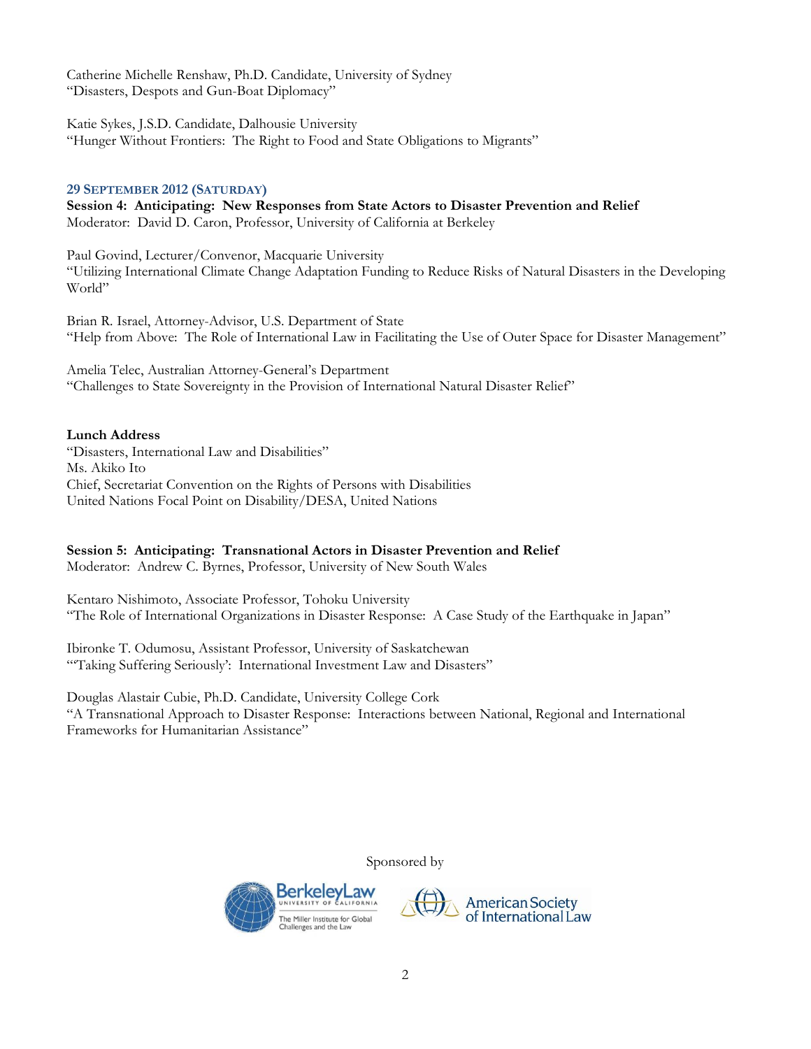Catherine Michelle Renshaw, Ph.D. Candidate, University of Sydney
"Disasters, Despots and Gun-Boat Diplomacy"

Katie Sykes, J.S.D. Candidate, Dalhousie University
"Hunger Without Frontiers: The Right to Food and State Obligations to Migrants"

### 29 SEPTEMBER 2012 (SATURDAY)

**Session 4: Anticipating: New Responses from State Actors to Disaster Prevention and Relief**
Moderator: David D. Caron, Professor, University of California at Berkeley

Paul Govind, Lecturer/Convenor, Macquarie University
"Utilizing International Climate Change Adaptation Funding to Reduce Risks of Natural Disasters in the Developing World"

Brian R. Israel, Attorney-Advisor, U.S. Department of State
"Help from Above: The Role of International Law in Facilitating the Use of Outer Space for Disaster Management"

Amelia Telec, Australian Attorney-General's Department
"Challenges to State Sovereignty in the Provision of International Natural Disaster Relief"

**Lunch Address**
"Disasters, International Law and Disabilities"
Ms. Akiko Ito
Chief, Secretariat Convention on the Rights of Persons with Disabilities
United Nations Focal Point on Disability/DESA, United Nations

**Session 5: Anticipating: Transnational Actors in Disaster Prevention and Relief**
Moderator: Andrew C. Byrnes, Professor, University of New South Wales

Kentaro Nishimoto, Associate Professor, Tohoku University
"The Role of International Organizations in Disaster Response: A Case Study of the Earthquake in Japan"

Ibironke T. Odumosu, Assistant Professor, University of Saskatchewan
"'Taking Suffering Seriously': International Investment Law and Disasters"

Douglas Alastair Cubie, Ph.D. Candidate, University College Cork
"A Transnational Approach to Disaster Response: Interactions between National, Regional and International Frameworks for Humanitarian Assistance"

Sponsored by

BerkeleyLaw
UNIVERSITY OF CALIFORNIA
The Miller Institute for Global Challenges and the Law

American Society of International Law